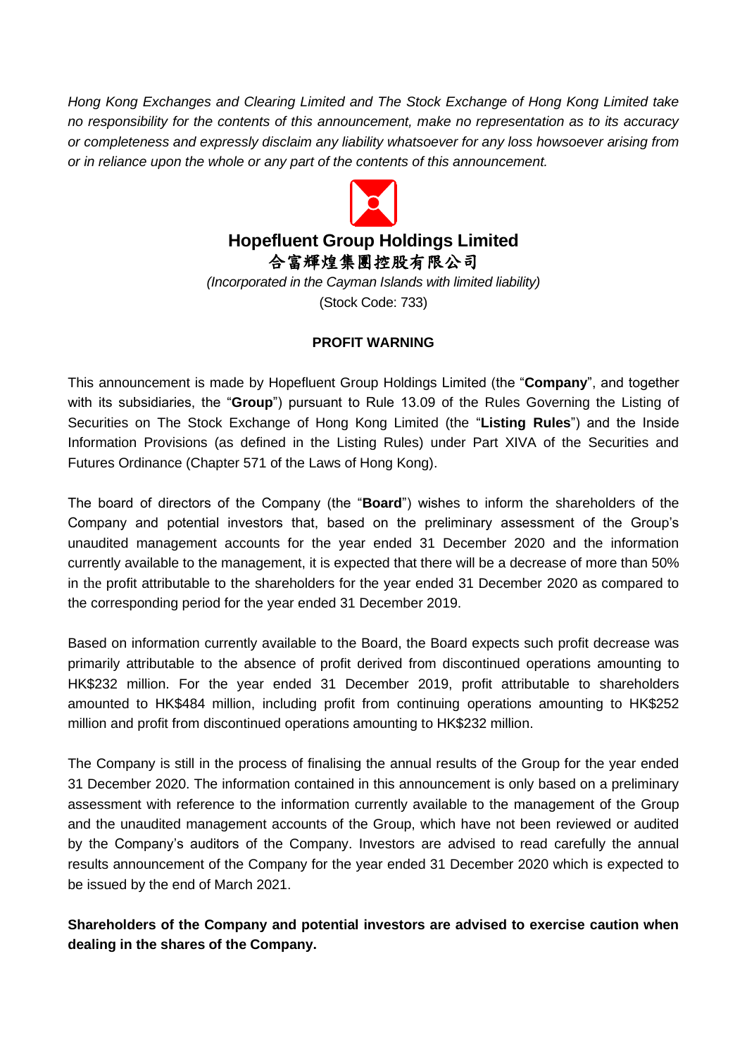*Hong Kong Exchanges and Clearing Limited and The Stock Exchange of Hong Kong Limited take no responsibility for the contents of this announcement, make no representation as to its accuracy or completeness and expressly disclaim any liability whatsoever for any loss howsoever arising from or in reliance upon the whole or any part of the contents of this announcement.*

# Hopefluent Group Holdings Limited
# 合富輝煌集團控股有限公司

*(Incorporated in the Cayman Islands with limited liability)*
(Stock Code: 733)

## PROFIT WARNING

This announcement is made by Hopefluent Group Holdings Limited (the "**Company**", and together with its subsidiaries, the "**Group**") pursuant to Rule 13.09 of the Rules Governing the Listing of Securities on The Stock Exchange of Hong Kong Limited (the "**Listing Rules**") and the Inside Information Provisions (as defined in the Listing Rules) under Part XIVA of the Securities and Futures Ordinance (Chapter 571 of the Laws of Hong Kong).

The board of directors of the Company (the "**Board**") wishes to inform the shareholders of the Company and potential investors that, based on the preliminary assessment of the Group's unaudited management accounts for the year ended 31 December 2020 and the information currently available to the management, it is expected that there will be a decrease of more than 50% in the profit attributable to the shareholders for the year ended 31 December 2020 as compared to the corresponding period for the year ended 31 December 2019.

Based on information currently available to the Board, the Board expects such profit decrease was primarily attributable to the absence of profit derived from discontinued operations amounting to HK$232 million. For the year ended 31 December 2019, profit attributable to shareholders amounted to HK$484 million, including profit from continuing operations amounting to HK$252 million and profit from discontinued operations amounting to HK$232 million.

The Company is still in the process of finalising the annual results of the Group for the year ended 31 December 2020. The information contained in this announcement is only based on a preliminary assessment with reference to the information currently available to the management of the Group and the unaudited management accounts of the Group, which have not been reviewed or audited by the Company's auditors of the Company. Investors are advised to read carefully the annual results announcement of the Company for the year ended 31 December 2020 which is expected to be issued by the end of March 2021.

**Shareholders of the Company and potential investors are advised to exercise caution when dealing in the shares of the Company.**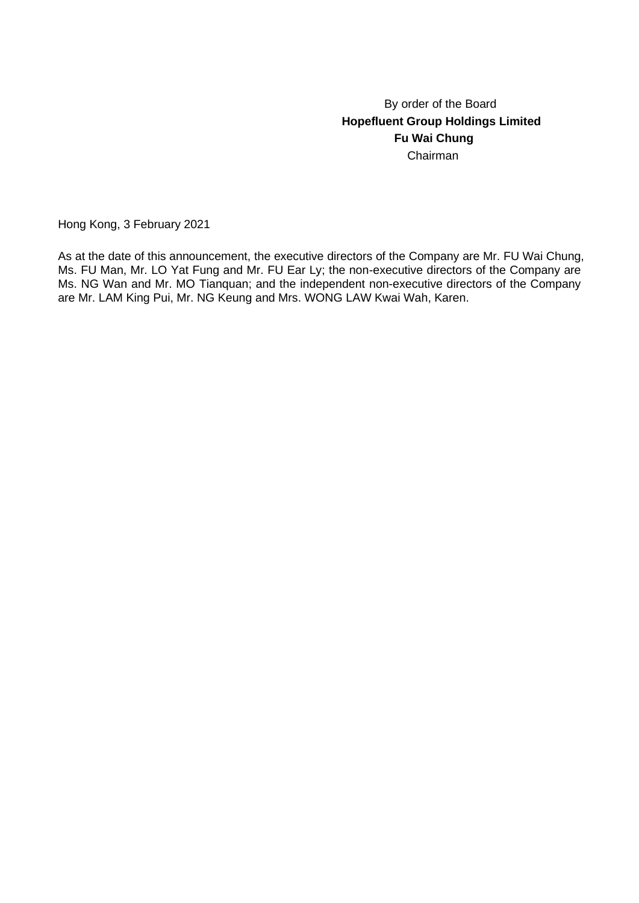By order of the Board
**Hopefluent Group Holdings Limited**
**Fu Wai Chung**
Chairman

Hong Kong, 3 February 2021

As at the date of this announcement, the executive directors of the Company are Mr. FU Wai Chung, Ms. FU Man, Mr. LO Yat Fung and Mr. FU Ear Ly; the non-executive directors of the Company are Ms. NG Wan and Mr. MO Tianquan; and the independent non-executive directors of the Company are Mr. LAM King Pui, Mr. NG Keung and Mrs. WONG LAW Kwai Wah, Karen.